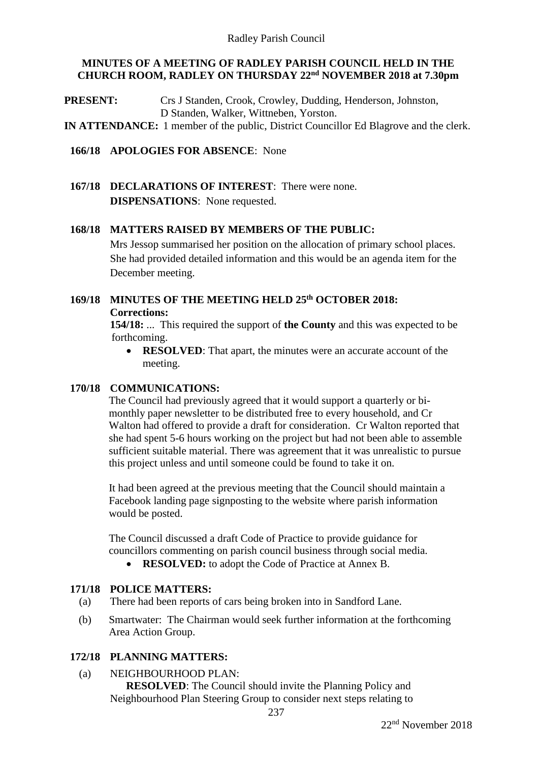# MINUTES OF A MEETING OF RADLEY PARISH COUNCIL HELD IN THE CHURCH ROOM, RADLEY ON THURSDAY 22nd NOVEMBER 2018 at 7.30pm

**PRESENT:** Crs J Standen, Crook, Crowley, Dudding, Henderson, Johnston, D Standen, Walker, Wittneben, Yorston.

**IN ATTENDANCE:** 1 member of the public, District Councillor Ed Blagrove and the clerk.

**166/18 APOLOGIES FOR ABSENCE**: None

**167/18 DECLARATIONS OF INTEREST**: There were none.
**DISPENSATIONS**: None requested.

**168/18 MATTERS RAISED BY MEMBERS OF THE PUBLIC:**

Mrs Jessop summarised her position on the allocation of primary school places. She had provided detailed information and this would be an agenda item for the December meeting.

**169/18 MINUTES OF THE MEETING HELD 25th OCTOBER 2018:**
**Corrections:**

**154/18:** ... This required the support of **the County** and this was expected to be forthcoming.

- **RESOLVED**: That apart, the minutes were an accurate account of the meeting.

**170/18 COMMUNICATIONS:**

The Council had previously agreed that it would support a quarterly or bi-monthly paper newsletter to be distributed free to every household, and Cr Walton had offered to provide a draft for consideration. Cr Walton reported that she had spent 5-6 hours working on the project but had not been able to assemble sufficient suitable material. There was agreement that it was unrealistic to pursue this project unless and until someone could be found to take it on.

It had been agreed at the previous meeting that the Council should maintain a Facebook landing page signposting to the website where parish information would be posted.

The Council discussed a draft Code of Practice to provide guidance for councillors commenting on parish council business through social media.

- **RESOLVED:** to adopt the Code of Practice at Annex B.

**171/18 POLICE MATTERS:**

(a) There had been reports of cars being broken into in Sandford Lane.

(b) Smartwater: The Chairman would seek further information at the forthcoming Area Action Group.

**172/18 PLANNING MATTERS:**

(a) NEIGHBOURHOOD PLAN:
**RESOLVED**: The Council should invite the Planning Policy and Neighbourhood Plan Steering Group to consider next steps relating to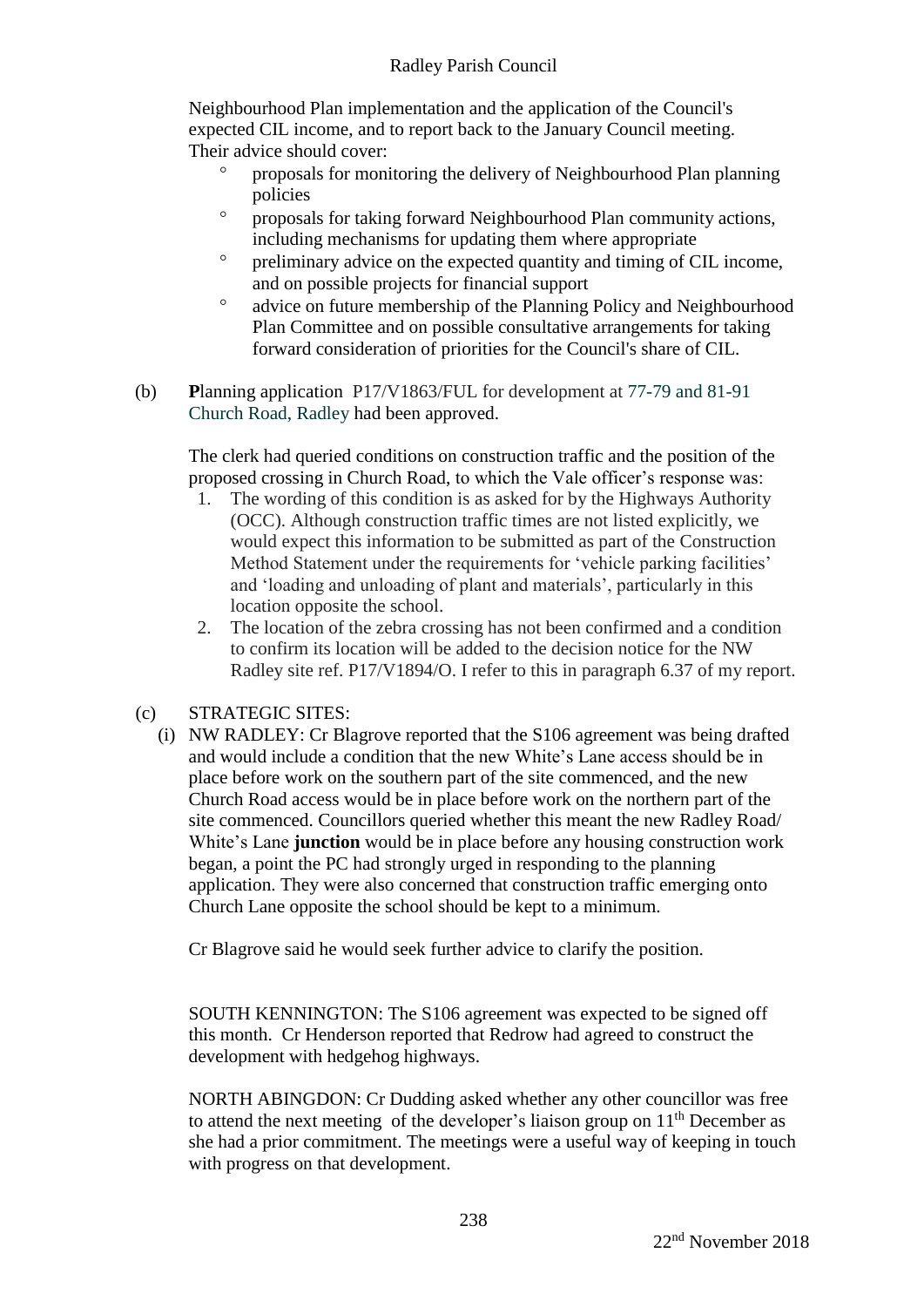Neighbourhood Plan implementation and the application of the Council's expected CIL income, and to report back to the January Council meeting. Their advice should cover:

- proposals for monitoring the delivery of Neighbourhood Plan planning policies
- proposals for taking forward Neighbourhood Plan community actions, including mechanisms for updating them where appropriate
- preliminary advice on the expected quantity and timing of CIL income, and on possible projects for financial support
- advice on future membership of the Planning Policy and Neighbourhood Plan Committee and on possible consultative arrangements for taking forward consideration of priorities for the Council's share of CIL.

(b) **P**lanning application P17/V1863/FUL for development at 77-79 and 81-91 Church Road, Radley had been approved.

The clerk had queried conditions on construction traffic and the position of the proposed crossing in Church Road, to which the Vale officer's response was:

1. The wording of this condition is as asked for by the Highways Authority (OCC). Although construction traffic times are not listed explicitly, we would expect this information to be submitted as part of the Construction Method Statement under the requirements for 'vehicle parking facilities' and 'loading and unloading of plant and materials', particularly in this location opposite the school.
2. The location of the zebra crossing has not been confirmed and a condition to confirm its location will be added to the decision notice for the NW Radley site ref. P17/V1894/O. I refer to this in paragraph 6.37 of my report.

(c) STRATEGIC SITES:

(i) NW RADLEY: Cr Blagrove reported that the S106 agreement was being drafted and would include a condition that the new White's Lane access should be in place before work on the southern part of the site commenced, and the new Church Road access would be in place before work on the northern part of the site commenced. Councillors queried whether this meant the new Radley Road/ White's Lane **junction** would be in place before any housing construction work began, a point the PC had strongly urged in responding to the planning application. They were also concerned that construction traffic emerging onto Church Lane opposite the school should be kept to a minimum.

Cr Blagrove said he would seek further advice to clarify the position.

SOUTH KENNINGTON: The S106 agreement was expected to be signed off this month. Cr Henderson reported that Redrow had agreed to construct the development with hedgehog highways.

NORTH ABINGDON: Cr Dudding asked whether any other councillor was free to attend the next meeting of the developer's liaison group on 11th December as she had a prior commitment. The meetings were a useful way of keeping in touch with progress on that development.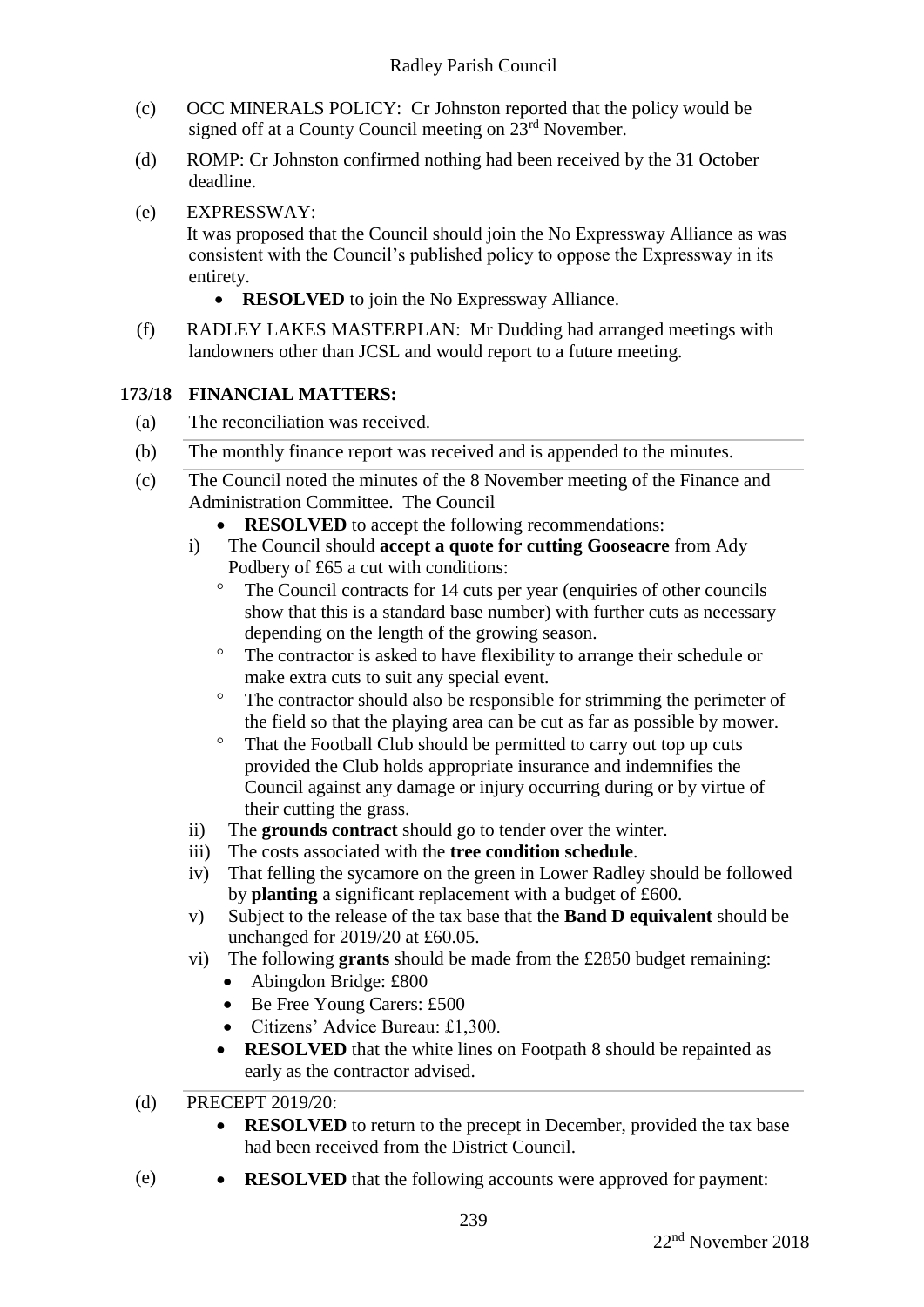(c) OCC MINERALS POLICY: Cr Johnston reported that the policy would be signed off at a County Council meeting on 23rd November.

(d) ROMP: Cr Johnston confirmed nothing had been received by the 31 October deadline.

(e) EXPRESSWAY:
It was proposed that the Council should join the No Expressway Alliance as was consistent with the Council's published policy to oppose the Expressway in its entirety.

- **RESOLVED** to join the No Expressway Alliance.

(f) RADLEY LAKES MASTERPLAN: Mr Dudding had arranged meetings with landowners other than JCSL and would report to a future meeting.

## 173/18 FINANCIAL MATTERS:

(a) The reconciliation was received.

(b) The monthly finance report was received and is appended to the minutes.

(c) The Council noted the minutes of the 8 November meeting of the Finance and Administration Committee. The Council

- **RESOLVED** to accept the following recommendations:

i) The Council should **accept a quote for cutting Gooseacre** from Ady Podbery of £65 a cut with conditions:
   - The Council contracts for 14 cuts per year (enquiries of other councils show that this is a standard base number) with further cuts as necessary depending on the length of the growing season.
   - The contractor is asked to have flexibility to arrange their schedule or make extra cuts to suit any special event.
   - The contractor should also be responsible for strimming the perimeter of the field so that the playing area can be cut as far as possible by mower.
   - That the Football Club should be permitted to carry out top up cuts provided the Club holds appropriate insurance and indemnifies the Council against any damage or injury occurring during or by virtue of their cutting the grass.

ii) The **grounds contract** should go to tender over the winter.

iii) The costs associated with the **tree condition schedule**.

iv) That felling the sycamore on the green in Lower Radley should be followed by **planting** a significant replacement with a budget of £600.

v) Subject to the release of the tax base that the **Band D equivalent** should be unchanged for 2019/20 at £60.05.

vi) The following **grants** should be made from the £2850 budget remaining:
   - Abingdon Bridge: £800
   - Be Free Young Carers: £500
   - Citizens' Advice Bureau: £1,300.

- **RESOLVED** that the white lines on Footpath 8 should be repainted as early as the contractor advised.

(d) PRECEPT 2019/20:

- **RESOLVED** to return to the precept in December, provided the tax base had been received from the District Council.

(e)
- **RESOLVED** that the following accounts were approved for payment: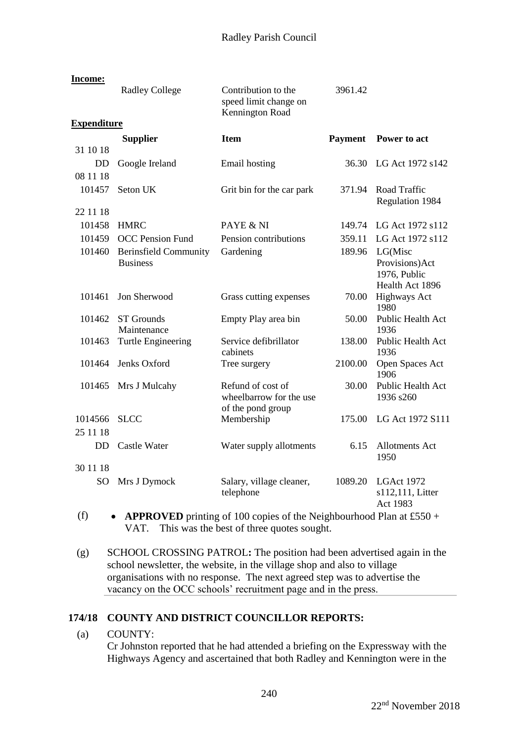**Income:**

| | Radley College | Contribution to the speed limit change on Kennington Road | 3961.42 | |
|---|---|---|---|---|

**Expenditure**

| | Supplier | Item | Payment | Power to act |
|---|---|---|---|---|
| 31 10 18 | | | | |
| DD | Google Ireland | Email hosting | 36.30 | LG Act 1972 s142 |
| 08 11 18 | | | | |
| 101457 | Seton UK | Grit bin for the car park | 371.94 | Road Traffic Regulation 1984 |
| 22 11 18 | | | | |
| 101458 | HMRC | PAYE & NI | 149.74 | LG Act 1972 s112 |
| 101459 | OCC Pension Fund | Pension contributions | 359.11 | LG Act 1972 s112 |
| 101460 | Berinsfield Community Business | Gardening | 189.96 | LG(Misc Provisions)Act 1976, Public Health Act 1896 |
| 101461 | Jon Sherwood | Grass cutting expenses | 70.00 | Highways Act 1980 |
| 101462 | ST Grounds Maintenance | Empty Play area bin | 50.00 | Public Health Act 1936 |
| 101463 | Turtle Engineering | Service defibrillator cabinets | 138.00 | Public Health Act 1936 |
| 101464 | Jenks Oxford | Tree surgery | 2100.00 | Open Spaces Act 1906 |
| 101465 | Mrs J Mulcahy | Refund of cost of wheelbarrow for the use of the pond group | 30.00 | Public Health Act 1936 s260 |
| 1014566 | SLCC | Membership | 175.00 | LG Act 1972 S111 |
| 25 11 18 | | | | |
| DD | Castle Water | Water supply allotments | 6.15 | Allotments Act 1950 |
| 30 11 18 | | | | |
| SO | Mrs J Dymock | Salary, village cleaner, telephone | 1089.20 | LGAct 1972 s112,111, Litter Act 1983 |

(f)
- **APPROVED** printing of 100 copies of the Neighbourhood Plan at £550 + VAT. This was the best of three quotes sought.

(g) SCHOOL CROSSING PATROL**:** The position had been advertised again in the school newsletter, the website, in the village shop and also to village organisations with no response. The next agreed step was to advertise the vacancy on the OCC schools' recruitment page and in the press.

## 174/18 COUNTY AND DISTRICT COUNCILLOR REPORTS:

(a) COUNTY:
Cr Johnston reported that he had attended a briefing on the Expressway with the Highways Agency and ascertained that both Radley and Kennington were in the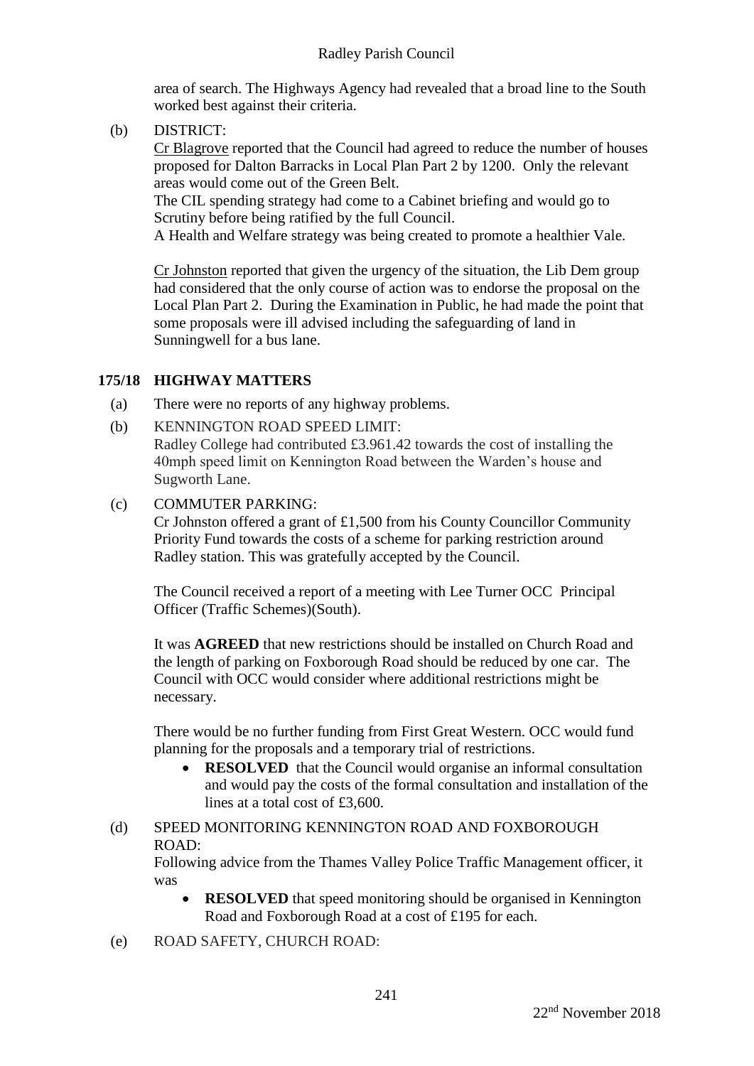area of search. The Highways Agency had revealed that a broad line to the South worked best against their criteria.

(b) DISTRICT:

Cr Blagrove reported that the Council had agreed to reduce the number of houses proposed for Dalton Barracks in Local Plan Part 2 by 1200. Only the relevant areas would come out of the Green Belt.

The CIL spending strategy had come to a Cabinet briefing and would go to Scrutiny before being ratified by the full Council.

A Health and Welfare strategy was being created to promote a healthier Vale.

Cr Johnston reported that given the urgency of the situation, the Lib Dem group had considered that the only course of action was to endorse the proposal on the Local Plan Part 2. During the Examination in Public, he had made the point that some proposals were ill advised including the safeguarding of land in Sunningwell for a bus lane.

## 175/18 HIGHWAY MATTERS

(a) There were no reports of any highway problems.

(b) KENNINGTON ROAD SPEED LIMIT:

Radley College had contributed £3.961.42 towards the cost of installing the 40mph speed limit on Kennington Road between the Warden's house and Sugworth Lane.

(c) COMMUTER PARKING:

Cr Johnston offered a grant of £1,500 from his County Councillor Community Priority Fund towards the costs of a scheme for parking restriction around Radley station. This was gratefully accepted by the Council.

The Council received a report of a meeting with Lee Turner OCC Principal Officer (Traffic Schemes)(South).

It was **AGREED** that new restrictions should be installed on Church Road and the length of parking on Foxborough Road should be reduced by one car. The Council with OCC would consider where additional restrictions might be necessary.

There would be no further funding from First Great Western. OCC would fund planning for the proposals and a temporary trial of restrictions.

- **RESOLVED** that the Council would organise an informal consultation and would pay the costs of the formal consultation and installation of the lines at a total cost of £3,600.

(d) SPEED MONITORING KENNINGTON ROAD AND FOXBOROUGH ROAD:

Following advice from the Thames Valley Police Traffic Management officer, it was

- **RESOLVED** that speed monitoring should be organised in Kennington Road and Foxborough Road at a cost of £195 for each.

(e) ROAD SAFETY, CHURCH ROAD: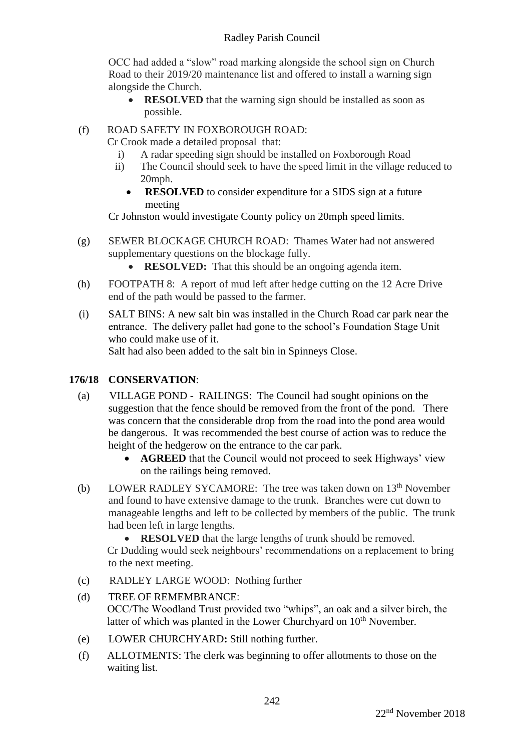OCC had added a "slow" road marking alongside the school sign on Church Road to their 2019/20 maintenance list and offered to install a warning sign alongside the Church.

- **RESOLVED** that the warning sign should be installed as soon as possible.

(f) ROAD SAFETY IN FOXBOROUGH ROAD:
Cr Crook made a detailed proposal that:

i) A radar speeding sign should be installed on Foxborough Road
ii) The Council should seek to have the speed limit in the village reduced to 20mph.

- **RESOLVED** to consider expenditure for a SIDS sign at a future meeting

Cr Johnston would investigate County policy on 20mph speed limits.

(g) SEWER BLOCKAGE CHURCH ROAD: Thames Water had not answered supplementary questions on the blockage fully.

- **RESOLVED:** That this should be an ongoing agenda item.

(h) FOOTPATH 8: A report of mud left after hedge cutting on the 12 Acre Drive end of the path would be passed to the farmer.

(i) SALT BINS: A new salt bin was installed in the Church Road car park near the entrance. The delivery pallet had gone to the school's Foundation Stage Unit who could make use of it.
Salt had also been added to the salt bin in Spinneys Close.

**176/18 CONSERVATION**:

(a) VILLAGE POND - RAILINGS: The Council had sought opinions on the suggestion that the fence should be removed from the front of the pond. There was concern that the considerable drop from the road into the pond area would be dangerous. It was recommended the best course of action was to reduce the height of the hedgerow on the entrance to the car park.

- **AGREED** that the Council would not proceed to seek Highways' view on the railings being removed.

(b) LOWER RADLEY SYCAMORE: The tree was taken down on 13th November and found to have extensive damage to the trunk. Branches were cut down to manageable lengths and left to be collected by members of the public. The trunk had been left in large lengths.

- **RESOLVED** that the large lengths of trunk should be removed.

Cr Dudding would seek neighbours' recommendations on a replacement to bring to the next meeting.

(c) RADLEY LARGE WOOD: Nothing further

(d) TREE OF REMEMBRANCE:
OCC/The Woodland Trust provided two "whips", an oak and a silver birch, the latter of which was planted in the Lower Churchyard on 10th November.

(e) LOWER CHURCHYARD**:** Still nothing further.

(f) ALLOTMENTS: The clerk was beginning to offer allotments to those on the waiting list.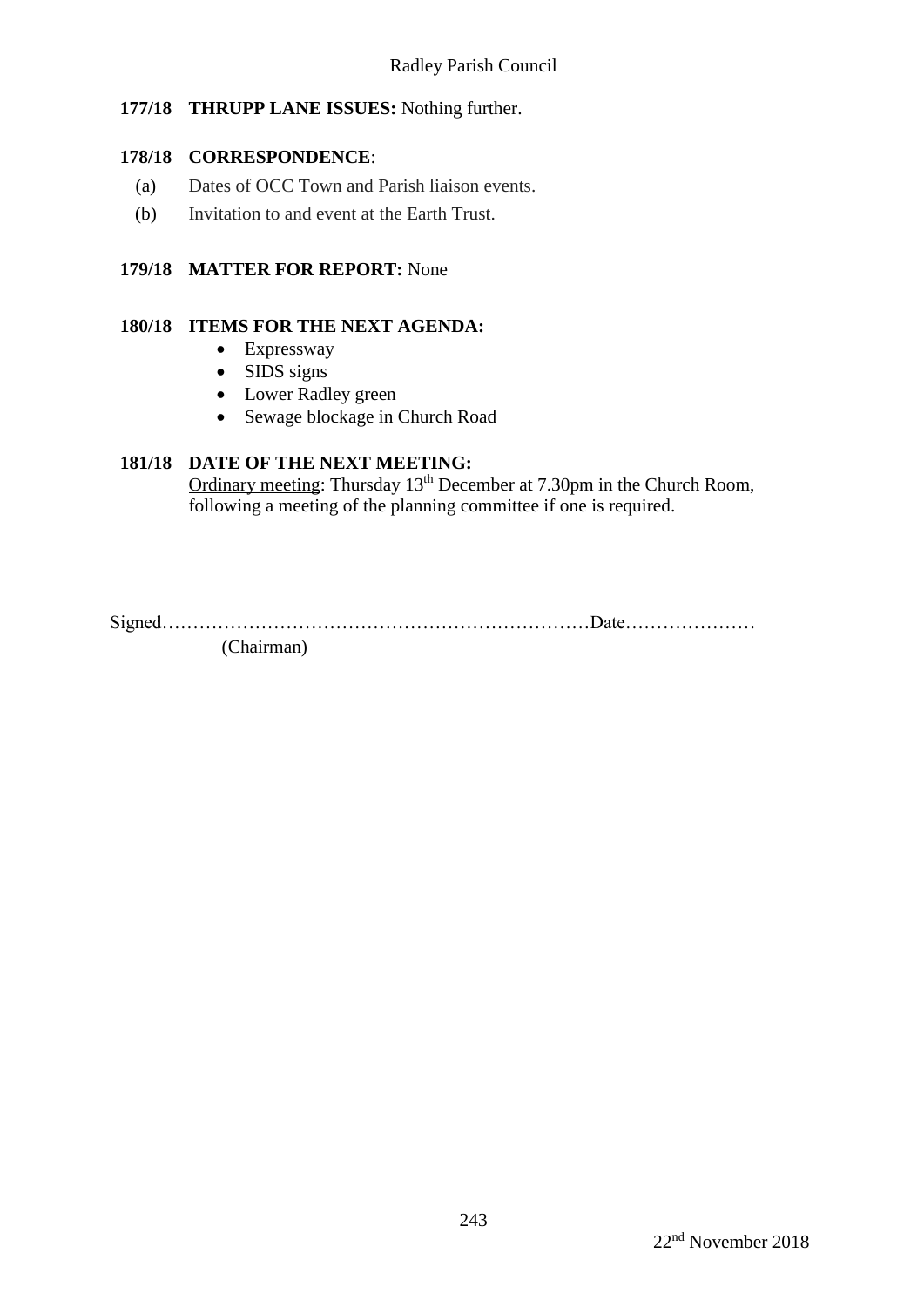**177/18 THRUPP LANE ISSUES:** Nothing further.

**178/18 CORRESPONDENCE**:

(a) Dates of OCC Town and Parish liaison events.

(b) Invitation to and event at the Earth Trust.

**179/18 MATTER FOR REPORT:** None

**180/18 ITEMS FOR THE NEXT AGENDA:**

- Expressway
- SIDS signs
- Lower Radley green
- Sewage blockage in Church Road

**181/18 DATE OF THE NEXT MEETING:**

Ordinary meeting: Thursday 13th December at 7.30pm in the Church Room, following a meeting of the planning committee if one is required.

Signed……………………………………………………………Date…………………

(Chairman)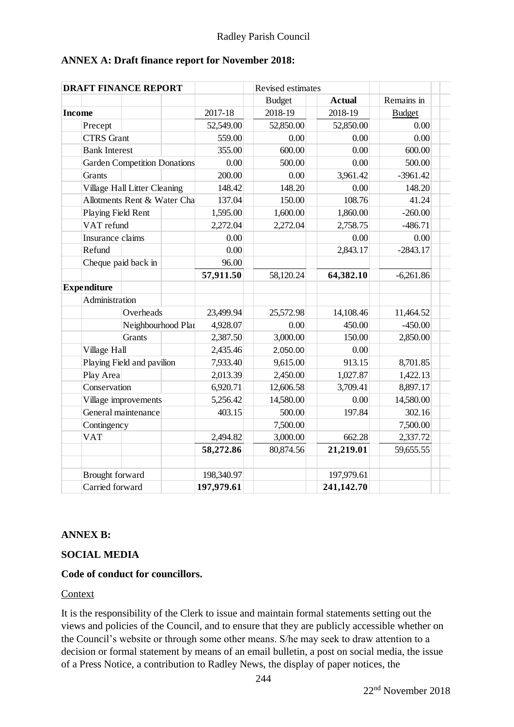## ANNEX A: Draft finance report for November 2018:

| DRAFT FINANCE REPORT | | Revised estimates | | |
|---|---|---|---|---|
| | | Budget | **Actual** | Remains in |
| **Income** | 2017-18 | 2018-19 | 2018-19 | Budget |
| Precept | 52,549.00 | 52,850.00 | 52,850.00 | 0.00 |
| CTRS Grant | 559.00 | 0.00 | 0.00 | 0.00 |
| Bank Interest | 355.00 | 600.00 | 0.00 | 600.00 |
| Garden Competition Donations | 0.00 | 500.00 | 0.00 | 500.00 |
| Grants | 200.00 | 0.00 | 3,961.42 | -3961.42 |
| Village Hall Litter Cleaning | 148.42 | 148.20 | 0.00 | 148.20 |
| Allotments Rent & Water Cha | 137.04 | 150.00 | 108.76 | 41.24 |
| Playing Field Rent | 1,595.00 | 1,600.00 | 1,860.00 | -260.00 |
| VAT refund | 2,272.04 | 2,272.04 | 2,758.75 | -486.71 |
| Insurance claims | 0.00 | | 0.00 | 0.00 |
| Refund | 0.00 | | 2,843.17 | -2843.17 |
| Cheque paid back in | 96.00 | | | |
| | **57,911.50** | 58,120.24 | **64,382.10** | -6,261.86 |
| **Expenditure** | | | | |
| Administration | | | | |
| Overheads | 23,499.94 | 25,572.98 | 14,108.46 | 11,464.52 |
| Neighbourhood Plar | 4,928.07 | 0.00 | 450.00 | -450.00 |
| Grants | 2,387.50 | 3,000.00 | 150.00 | 2,850.00 |
| Village Hall | 2,435.46 | 2,050.00 | 0.00 | |
| Playing Field and pavilion | 7,933.40 | 9,615.00 | 913.15 | 8,701.85 |
| Play Area | 2,013.39 | 2,450.00 | 1,027.87 | 1,422.13 |
| Conservation | 6,920.71 | 12,606.58 | 3,709.41 | 8,897.17 |
| Village improvements | 5,256.42 | 14,580.00 | 0.00 | 14,580.00 |
| General maintenance | 403.15 | 500.00 | 197.84 | 302.16 |
| Contingency | | 7,500.00 | | 7,500.00 |
| VAT | 2,494.82 | 3,000.00 | 662.28 | 2,337.72 |
| | **58,272.86** | 80,874.56 | **21,219.01** | 59,655.55 |
| | | | | |
| Brought forward | 198,340.97 | | 197,979.61 | |
| Carried forward | **197,979.61** | | **241,142.70** | |

## ANNEX B:

## SOCIAL MEDIA

### Code of conduct for councillors.

Context

It is the responsibility of the Clerk to issue and maintain formal statements setting out the views and policies of the Council, and to ensure that they are publicly accessible whether on the Council's website or through some other means. S/he may seek to draw attention to a decision or formal statement by means of an email bulletin, a post on social media, the issue of a Press Notice, a contribution to Radley News, the display of paper notices, the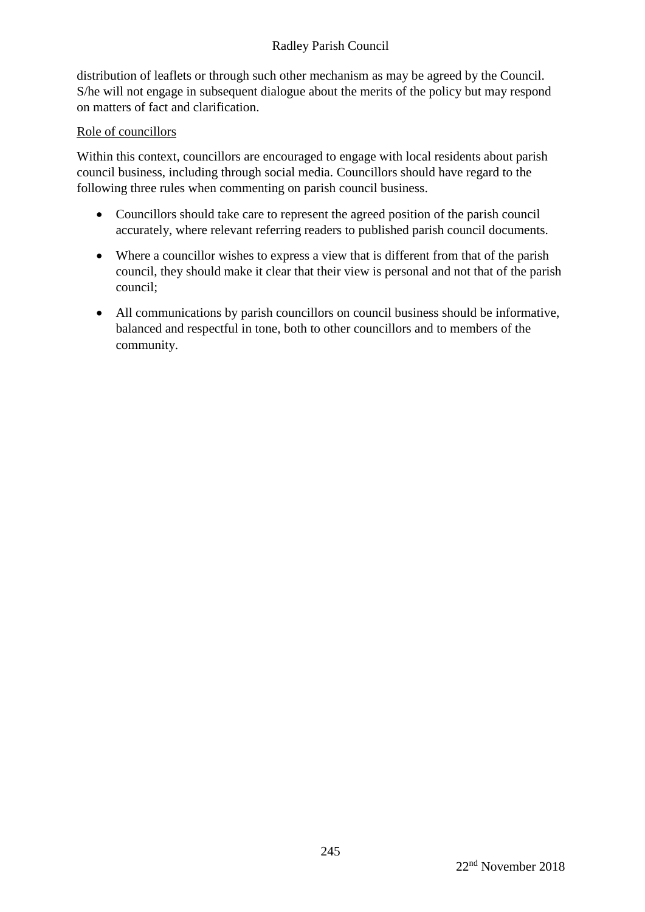distribution of leaflets or through such other mechanism as may be agreed by the Council. S/he will not engage in subsequent dialogue about the merits of the policy but may respond on matters of fact and clarification.

Role of councillors

Within this context, councillors are encouraged to engage with local residents about parish council business, including through social media. Councillors should have regard to the following three rules when commenting on parish council business.

- Councillors should take care to represent the agreed position of the parish council accurately, where relevant referring readers to published parish council documents.
- Where a councillor wishes to express a view that is different from that of the parish council, they should make it clear that their view is personal and not that of the parish council;
- All communications by parish councillors on council business should be informative, balanced and respectful in tone, both to other councillors and to members of the community.